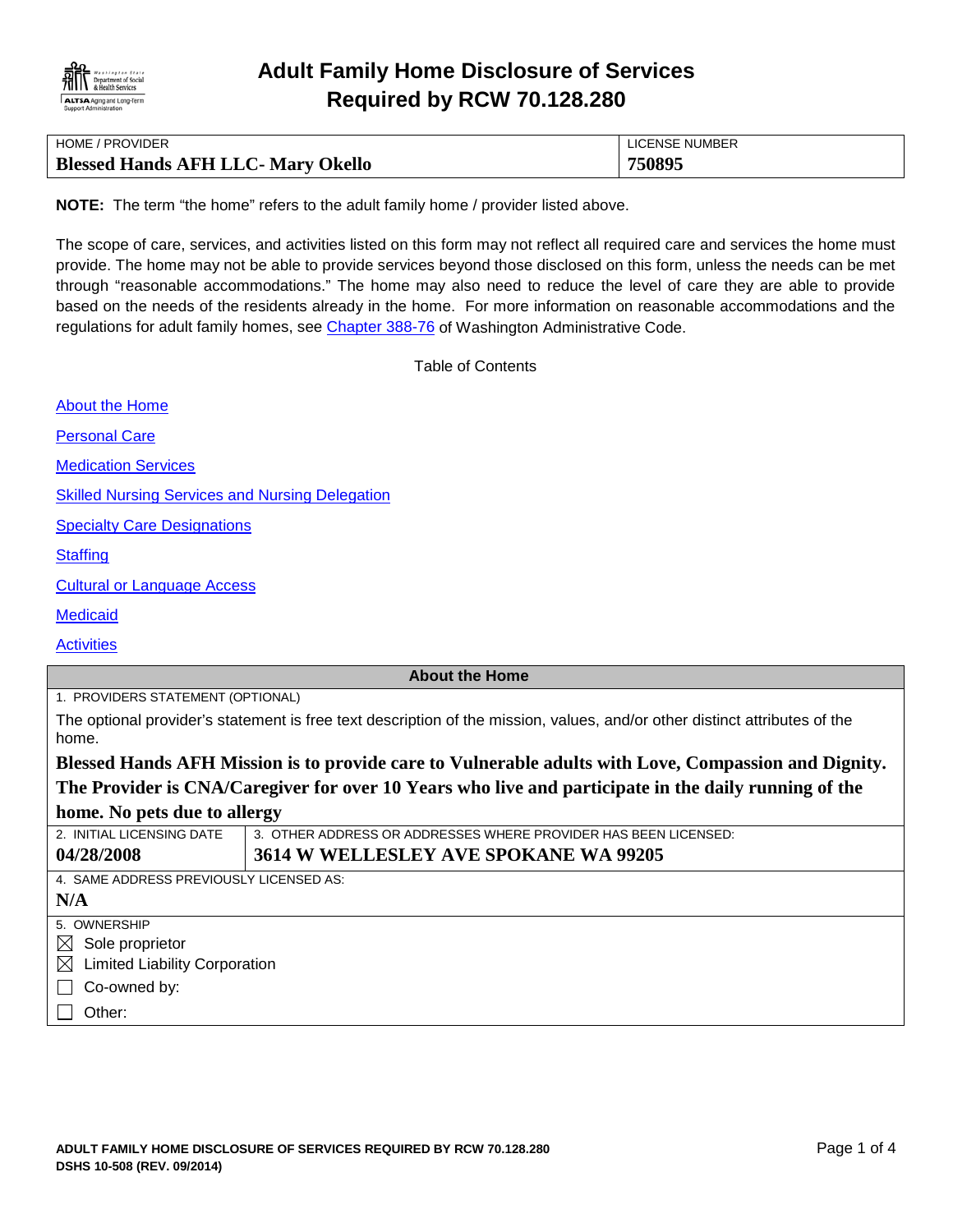# Adult Family Home Disclosure of Services Required by RCW 70.128.280

| HOME / PROVIDER | LICENSE NUMBER |
|---|---|
| **Blessed Hands AFH LLC- Mary Okello** | **750895** |

**NOTE:** The term "the home" refers to the adult family home / provider listed above.

The scope of care, services, and activities listed on this form may not reflect all required care and services the home must provide. The home may not be able to provide services beyond those disclosed on this form, unless the needs can be met through "reasonable accommodations." The home may also need to reduce the level of care they are able to provide based on the needs of the residents already in the home. For more information on reasonable accommodations and the regulations for adult family homes, see Chapter 388-76 of Washington Administrative Code.

Table of Contents

- About the Home
- Personal Care
- Medication Services
- Skilled Nursing Services and Nursing Delegation
- Specialty Care Designations
- Staffing
- Cultural or Language Access
- Medicaid
- Activities

## About the Home

1. PROVIDERS STATEMENT (OPTIONAL)

The optional provider's statement is free text description of the mission, values, and/or other distinct attributes of the home.

**Blessed Hands AFH Mission is to provide care to Vulnerable adults with Love, Compassion and Dignity. The Provider is CNA/Caregiver for over 10 Years who live and participate in the daily running of the home. No pets due to allergy**

| 2. INITIAL LICENSING DATE | 3. OTHER ADDRESS OR ADDRESSES WHERE PROVIDER HAS BEEN LICENSED: |
|---|---|
| **04/28/2008** | **3614 W WELLESLEY AVE SPOKANE WA 99205** |

4. SAME ADDRESS PREVIOUSLY LICENSED AS:

**N/A**

5. OWNERSHIP

- ☒ Sole proprietor
- ☒ Limited Liability Corporation
- ☐ Co-owned by:
- ☐ Other: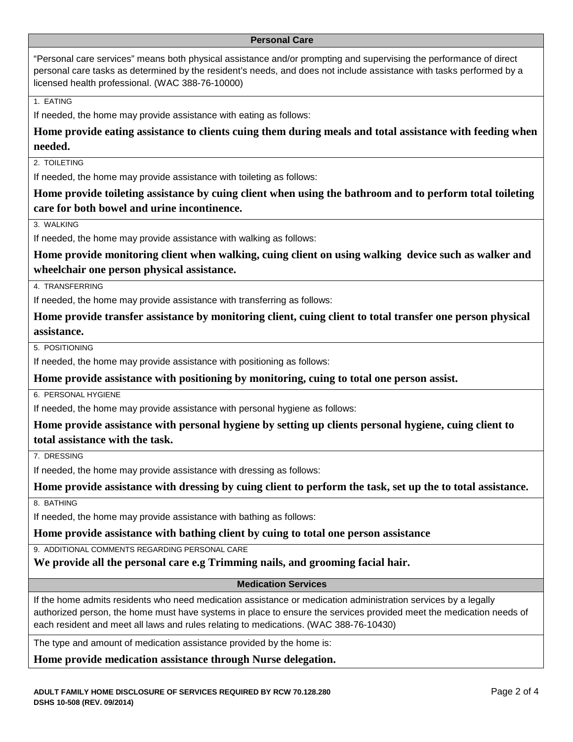## Personal Care

"Personal care services" means both physical assistance and/or prompting and supervising the performance of direct personal care tasks as determined by the resident's needs, and does not include assistance with tasks performed by a licensed health professional. (WAC 388-76-10000)

1. EATING

If needed, the home may provide assistance with eating as follows:

**Home provide eating assistance to clients cuing them during meals and total assistance with feeding when needed.**

2. TOILETING

If needed, the home may provide assistance with toileting as follows:

**Home provide toileting assistance by cuing client when using the bathroom and to perform total toileting care for both bowel and urine incontinence.**

3. WALKING

If needed, the home may provide assistance with walking as follows:

**Home provide monitoring client when walking, cuing client on using walking device such as walker and wheelchair one person physical assistance.**

4. TRANSFERRING

If needed, the home may provide assistance with transferring as follows:

**Home provide transfer assistance by monitoring client, cuing client to total transfer one person physical assistance.**

5. POSITIONING

If needed, the home may provide assistance with positioning as follows:

**Home provide assistance with positioning by monitoring, cuing to total one person assist.**

6. PERSONAL HYGIENE

If needed, the home may provide assistance with personal hygiene as follows:

**Home provide assistance with personal hygiene by setting up clients personal hygiene, cuing client to total assistance with the task.**

7. DRESSING

If needed, the home may provide assistance with dressing as follows:

**Home provide assistance with dressing by cuing client to perform the task, set up the to total assistance.**

8. BATHING

If needed, the home may provide assistance with bathing as follows:

**Home provide assistance with bathing client by cuing to total one person assistance**

9. ADDITIONAL COMMENTS REGARDING PERSONAL CARE

**We provide all the personal care e.g Trimming nails, and grooming facial hair.**

## Medication Services

If the home admits residents who need medication assistance or medication administration services by a legally authorized person, the home must have systems in place to ensure the services provided meet the medication needs of each resident and meet all laws and rules relating to medications. (WAC 388-76-10430)

The type and amount of medication assistance provided by the home is:

**Home provide medication assistance through Nurse delegation.**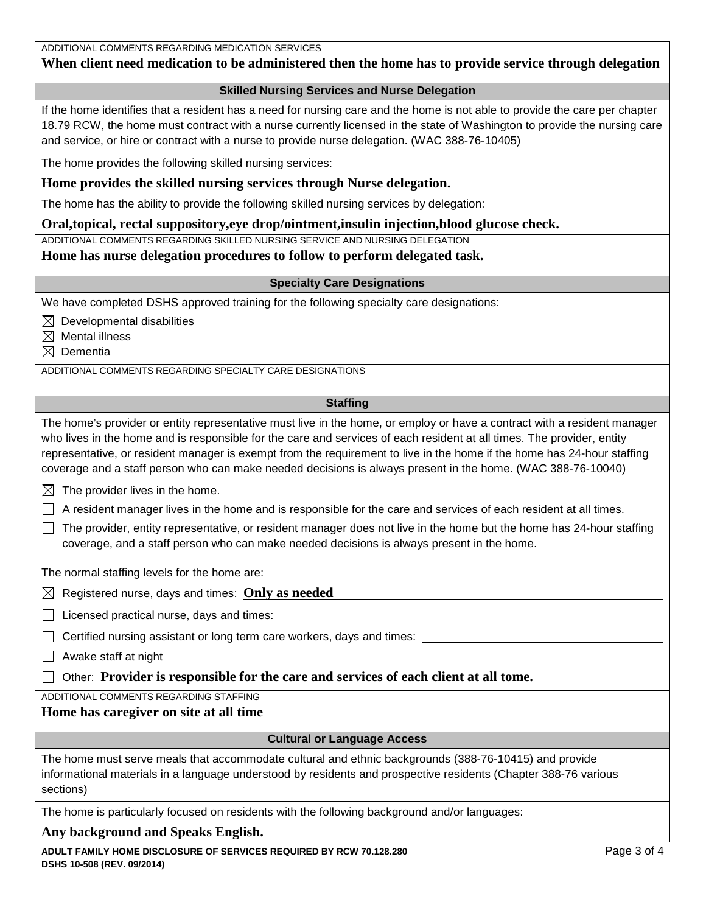ADDITIONAL COMMENTS REGARDING MEDICATION SERVICES

**When client need medication to be administered then the home has to provide service through delegation**

## Skilled Nursing Services and Nurse Delegation

If the home identifies that a resident has a need for nursing care and the home is not able to provide the care per chapter 18.79 RCW, the home must contract with a nurse currently licensed in the state of Washington to provide the nursing care and service, or hire or contract with a nurse to provide nurse delegation. (WAC 388-76-10405)

The home provides the following skilled nursing services:

**Home provides the skilled nursing services through Nurse delegation.**

The home has the ability to provide the following skilled nursing services by delegation:

**Oral,topical, rectal suppository,eye drop/ointment,insulin injection,blood glucose check.**

ADDITIONAL COMMENTS REGARDING SKILLED NURSING SERVICE AND NURSING DELEGATION

**Home has nurse delegation procedures to follow to perform delegated task.**

## Specialty Care Designations

We have completed DSHS approved training for the following specialty care designations:

- ☒ Developmental disabilities
- ☒ Mental illness
- ☒ Dementia

ADDITIONAL COMMENTS REGARDING SPECIALTY CARE DESIGNATIONS

## Staffing

The home's provider or entity representative must live in the home, or employ or have a contract with a resident manager who lives in the home and is responsible for the care and services of each resident at all times. The provider, entity representative, or resident manager is exempt from the requirement to live in the home if the home has 24-hour staffing coverage and a staff person who can make needed decisions is always present in the home. (WAC 388-76-10040)

- ☒ The provider lives in the home.
- ☐ A resident manager lives in the home and is responsible for the care and services of each resident at all times.
- ☐ The provider, entity representative, or resident manager does not live in the home but the home has 24-hour staffing coverage, and a staff person who can make needed decisions is always present in the home.

The normal staffing levels for the home are:

- ☒ Registered nurse, days and times: **Only as needed**
- ☐ Licensed practical nurse, days and times:
- ☐ Certified nursing assistant or long term care workers, days and times:
- ☐ Awake staff at night
- ☐ Other: **Provider is responsible for the care and services of each client at all tome.**

ADDITIONAL COMMENTS REGARDING STAFFING

**Home has caregiver on site at all time**

## Cultural or Language Access

The home must serve meals that accommodate cultural and ethnic backgrounds (388-76-10415) and provide informational materials in a language understood by residents and prospective residents (Chapter 388-76 various sections)

The home is particularly focused on residents with the following background and/or languages:

**Any background and Speaks English.**

**ADULT FAMILY HOME DISCLOSURE OF SERVICES REQUIRED BY RCW 70.128.280**
**DSHS 10-508 (REV. 09/2014)**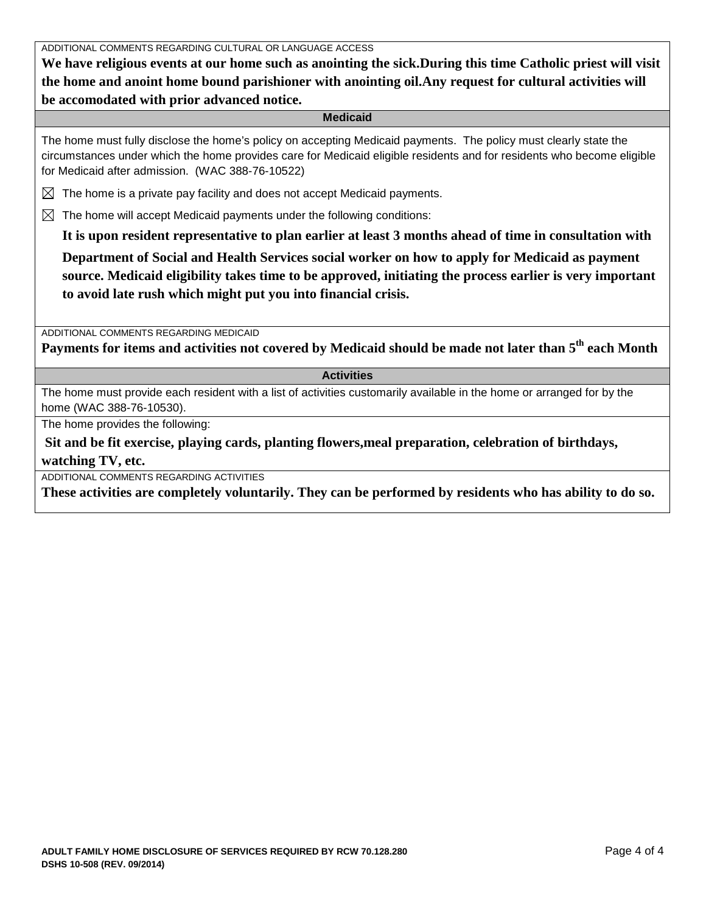ADDITIONAL COMMENTS REGARDING CULTURAL OR LANGUAGE ACCESS

**We have religious events at our home such as anointing the sick.During this time Catholic priest will visit the home and anoint home bound parishioner with anointing oil.Any request for cultural activities will be accomodated with prior advanced notice.**

## Medicaid

The home must fully disclose the home's policy on accepting Medicaid payments. The policy must clearly state the circumstances under which the home provides care for Medicaid eligible residents and for residents who become eligible for Medicaid after admission. (WAC 388-76-10522)

☒ The home is a private pay facility and does not accept Medicaid payments.

☒ The home will accept Medicaid payments under the following conditions:

**It is upon resident representative to plan earlier at least 3 months ahead of time in consultation with Department of Social and Health Services social worker on how to apply for Medicaid as payment source. Medicaid eligibility takes time to be approved, initiating the process earlier is very important to avoid late rush which might put you into financial crisis.**

ADDITIONAL COMMENTS REGARDING MEDICAID

**Payments for items and activities not covered by Medicaid should be made not later than 5th each Month**

## Activities

The home must provide each resident with a list of activities customarily available in the home or arranged for by the home (WAC 388-76-10530).

The home provides the following:

**Sit and be fit exercise, playing cards, planting flowers,meal preparation, celebration of birthdays, watching TV, etc.**

ADDITIONAL COMMENTS REGARDING ACTIVITIES

**These activities are completely voluntarily. They can be performed by residents who has ability to do so.**